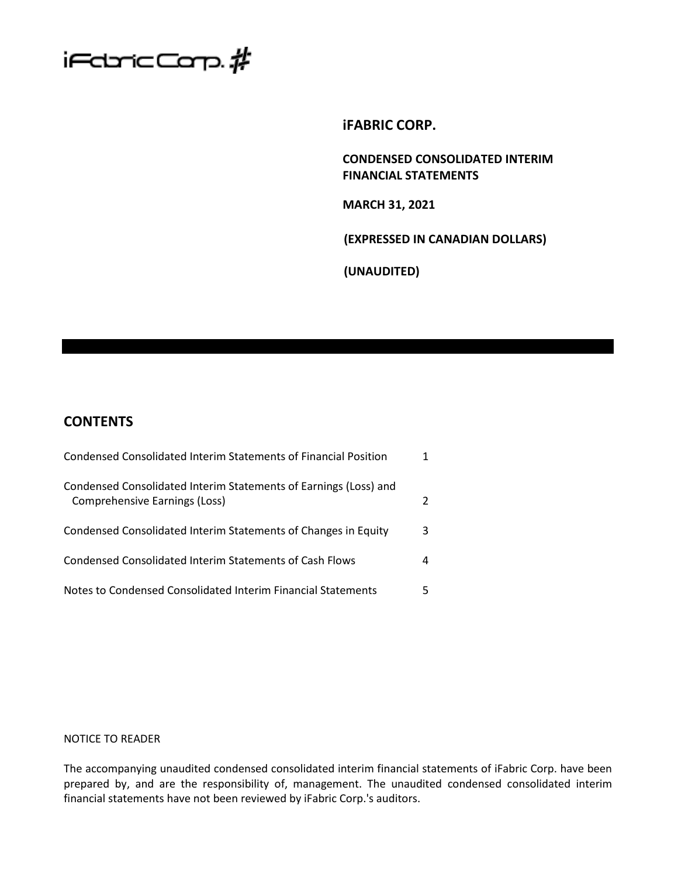iFabric Corp.

# iFABRIC CORP.

**CONDENSED CONSOLIDATED INTERIM FINANCIAL STATEMENTS**

**MARCH 31, 2021**

**(EXPRESSED IN CANADIAN DOLLARS)**

**(UNAUDITED)**

## CONTENTS

| | |
|---|---|
| Condensed Consolidated Interim Statements of Financial Position | 1 |
| Condensed Consolidated Interim Statements of Earnings (Loss) and Comprehensive Earnings (Loss) | 2 |
| Condensed Consolidated Interim Statements of Changes in Equity | 3 |
| Condensed Consolidated Interim Statements of Cash Flows | 4 |
| Notes to Condensed Consolidated Interim Financial Statements | 5 |

NOTICE TO READER

The accompanying unaudited condensed consolidated interim financial statements of iFabric Corp. have been prepared by, and are the responsibility of, management. The unaudited condensed consolidated interim financial statements have not been reviewed by iFabric Corp.'s auditors.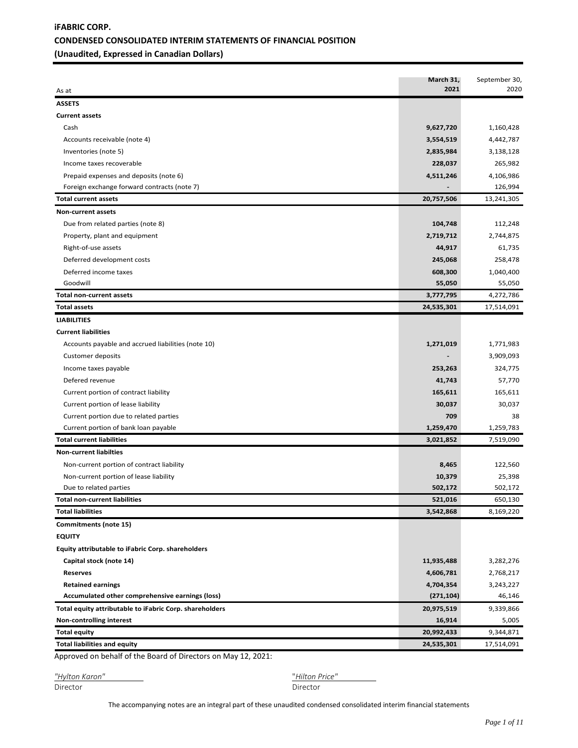# iFABRIC CORP.

## CONDENSED CONSOLIDATED INTERIM STATEMENTS OF FINANCIAL POSITION

### (Unaudited, Expressed in Canadian Dollars)

| As at | March 31, 2021 | September 30, 2020 |
|---|---|---|
| **ASSETS** | | |
| **Current assets** | | |
| Cash | **9,627,720** | 1,160,428 |
| Accounts receivable (note 4) | **3,554,519** | 4,442,787 |
| Inventories (note 5) | **2,835,984** | 3,138,128 |
| Income taxes recoverable | **228,037** | 265,982 |
| Prepaid expenses and deposits (note 6) | **4,511,246** | 4,106,986 |
| Foreign exchange forward contracts (note 7) | **-** | 126,994 |
| **Total current assets** | **20,757,506** | 13,241,305 |
| **Non-current assets** | | |
| Due from related parties (note 8) | **104,748** | 112,248 |
| Property, plant and equipment | **2,719,712** | 2,744,875 |
| Right-of-use assets | **44,917** | 61,735 |
| Deferred development costs | **245,068** | 258,478 |
| Deferred income taxes | **608,300** | 1,040,400 |
| Goodwill | **55,050** | 55,050 |
| **Total non-current assets** | **3,777,795** | 4,272,786 |
| **Total assets** | **24,535,301** | 17,514,091 |
| **LIABILITIES** | | |
| **Current liabilities** | | |
| Accounts payable and accrued liabilities (note 10) | **1,271,019** | 1,771,983 |
| Customer deposits | **-** | 3,909,093 |
| Income taxes payable | **253,263** | 324,775 |
| Defered revenue | **41,743** | 57,770 |
| Current portion of contract liability | **165,611** | 165,611 |
| Current portion of lease liability | **30,037** | 30,037 |
| Current portion due to related parties | **709** | 38 |
| Current portion of bank loan payable | **1,259,470** | 1,259,783 |
| **Total current liabilities** | **3,021,852** | 7,519,090 |
| **Non-current liabilties** | | |
| Non-current portion of contract liability | **8,465** | 122,560 |
| Non-current portion of lease liability | **10,379** | 25,398 |
| Due to related parties | **502,172** | 502,172 |
| **Total non-current liabilities** | **521,016** | 650,130 |
| **Total liabilities** | **3,542,868** | 8,169,220 |
| **Commitments (note 15)** | | |
| **EQUITY** | | |
| **Equity attributable to iFabric Corp. shareholders** | | |
| **Capital stock (note 14)** | **11,935,488** | 3,282,276 |
| **Reserves** | **4,606,781** | 2,768,217 |
| **Retained earnings** | **4,704,354** | 3,243,227 |
| **Accumulated other comprehensive earnings (loss)** | **(271,104)** | 46,146 |
| **Total equity attributable to iFabric Corp. shareholders** | **20,975,519** | 9,339,866 |
| **Non-controlling interest** | **16,914** | 5,005 |
| **Total equity** | **20,992,433** | 9,344,871 |
| **Total liabilities and equity** | **24,535,301** | 17,514,091 |

Approved on behalf of the Board of Directors on May 12, 2021:

*"Hylton Karon"*
Director

"*Hilton Price*"
Director

The accompanying notes are an integral part of these unaudited condensed consolidated interim financial statements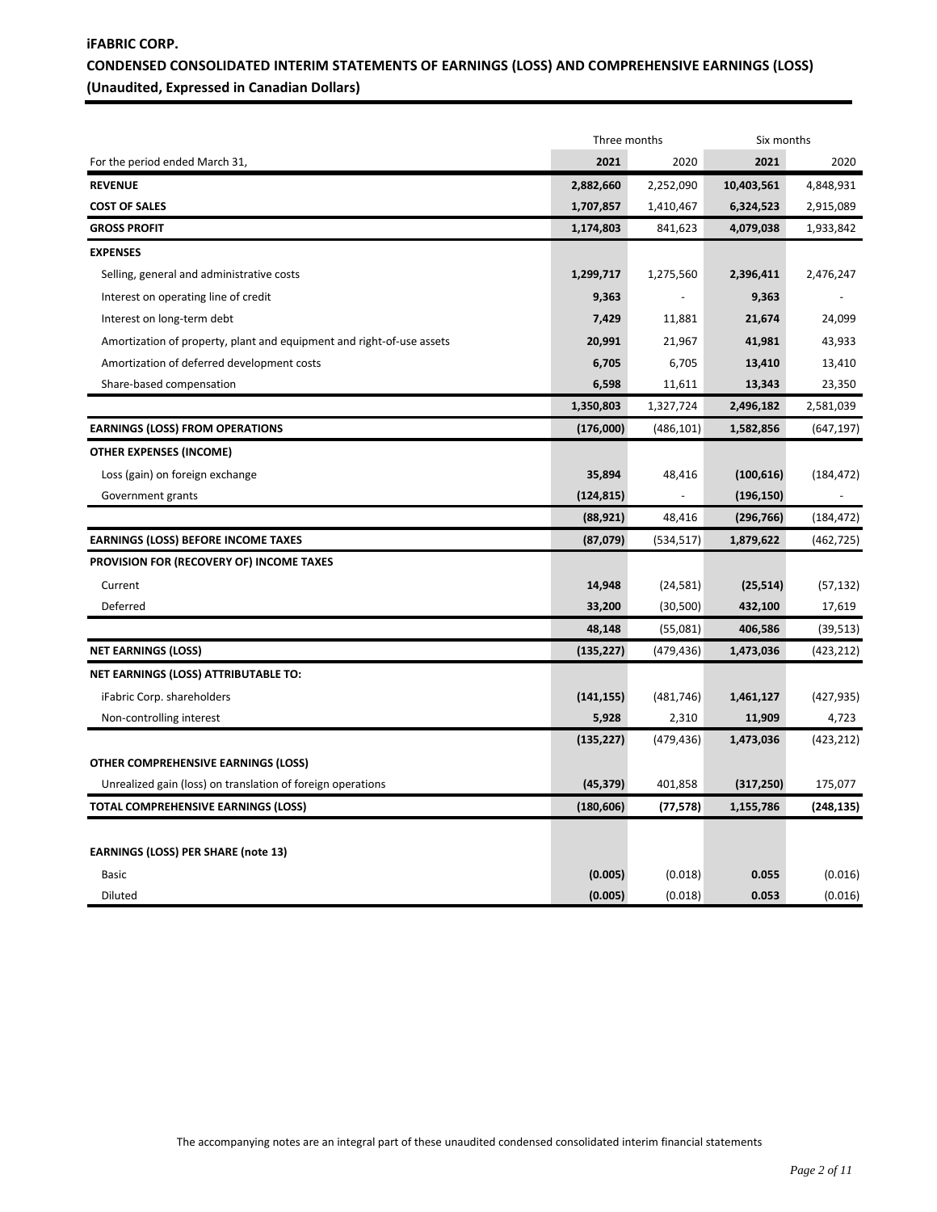**iFABRIC CORP.**

**CONDENSED CONSOLIDATED INTERIM STATEMENTS OF EARNINGS (LOSS) AND COMPREHENSIVE EARNINGS (LOSS)**

**(Unaudited, Expressed in Canadian Dollars)**

| | Three months | | Six months | |
|---|---|---|---|---|
| For the period ended March 31, | **2021** | 2020 | **2021** | 2020 |
| **REVENUE** | **2,882,660** | 2,252,090 | **10,403,561** | 4,848,931 |
| **COST OF SALES** | **1,707,857** | 1,410,467 | **6,324,523** | 2,915,089 |
| **GROSS PROFIT** | **1,174,803** | 841,623 | **4,079,038** | 1,933,842 |
| **EXPENSES** | | | | |
| Selling, general and administrative costs | **1,299,717** | 1,275,560 | **2,396,411** | 2,476,247 |
| Interest on operating line of credit | **9,363** | - | **9,363** | - |
| Interest on long-term debt | **7,429** | 11,881 | **21,674** | 24,099 |
| Amortization of property, plant and equipment and right-of-use assets | **20,991** | 21,967 | **41,981** | 43,933 |
| Amortization of deferred development costs | **6,705** | 6,705 | **13,410** | 13,410 |
| Share-based compensation | **6,598** | 11,611 | **13,343** | 23,350 |
| | **1,350,803** | 1,327,724 | **2,496,182** | 2,581,039 |
| **EARNINGS (LOSS) FROM OPERATIONS** | **(176,000)** | (486,101) | **1,582,856** | (647,197) |
| **OTHER EXPENSES (INCOME)** | | | | |
| Loss (gain) on foreign exchange | **35,894** | 48,416 | **(100,616)** | (184,472) |
| Government grants | **(124,815)** | - | **(196,150)** | - |
| | **(88,921)** | 48,416 | **(296,766)** | (184,472) |
| **EARNINGS (LOSS) BEFORE INCOME TAXES** | **(87,079)** | (534,517) | **1,879,622** | (462,725) |
| **PROVISION FOR (RECOVERY OF) INCOME TAXES** | | | | |
| Current | **14,948** | (24,581) | **(25,514)** | (57,132) |
| Deferred | **33,200** | (30,500) | **432,100** | 17,619 |
| | **48,148** | (55,081) | **406,586** | (39,513) |
| **NET EARNINGS (LOSS)** | **(135,227)** | (479,436) | **1,473,036** | (423,212) |
| **NET EARNINGS (LOSS) ATTRIBUTABLE TO:** | | | | |
| iFabric Corp. shareholders | **(141,155)** | (481,746) | **1,461,127** | (427,935) |
| Non-controlling interest | **5,928** | 2,310 | **11,909** | 4,723 |
| | **(135,227)** | (479,436) | **1,473,036** | (423,212) |
| **OTHER COMPREHENSIVE EARNINGS (LOSS)** | | | | |
| Unrealized gain (loss) on translation of foreign operations | **(45,379)** | 401,858 | **(317,250)** | 175,077 |
| **TOTAL COMPREHENSIVE EARNINGS (LOSS)** | **(180,606)** | **(77,578)** | **1,155,786** | **(248,135)** |
| | | | | |
| **EARNINGS (LOSS) PER SHARE (note 13)** | | | | |
| Basic | **(0.005)** | (0.018) | **0.055** | (0.016) |
| Diluted | **(0.005)** | (0.018) | **0.053** | (0.016) |

The accompanying notes are an integral part of these unaudited condensed consolidated interim financial statements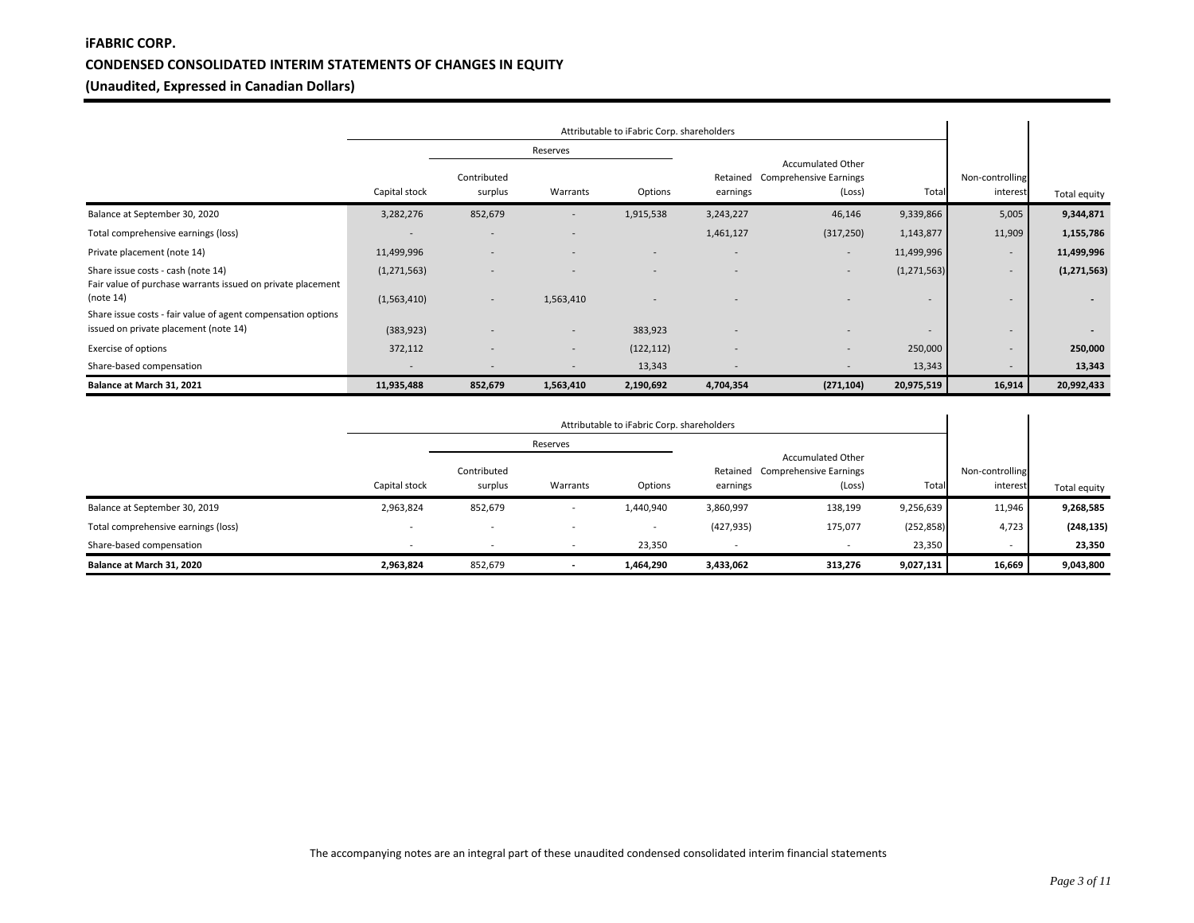**iFABRIC CORP.**

**CONDENSED CONSOLIDATED INTERIM STATEMENTS OF CHANGES IN EQUITY**

**(Unaudited, Expressed in Canadian Dollars)**

| | Attributable to iFabric Corp. shareholders | | | | | | | | |
|---|---|---|---|---|---|---|---|---|---|
| | | Reserves | | | | | | | |
| | Capital stock | Contributed surplus | Warrants | Options | Retained earnings | Accumulated Other Comprehensive Earnings (Loss) | Total | Non-controlling interest | Total equity |
| Balance at September 30, 2020 | 3,282,276 | 852,679 | - | 1,915,538 | 3,243,227 | 46,146 | 9,339,866 | 5,005 | **9,344,871** |
| Total comprehensive earnings (loss) | - | - | - | | 1,461,127 | (317,250) | 1,143,877 | 11,909 | **1,155,786** |
| Private placement (note 14) | 11,499,996 | - | - | - | - | - | 11,499,996 | - | **11,499,996** |
| Share issue costs - cash (note 14) | (1,271,563) | - | - | - | - | - | (1,271,563) | - | **(1,271,563)** |
| Fair value of purchase warrants issued on private placement (note 14) | (1,563,410) | - | 1,563,410 | - | - | - | - | - | **-** |
| Share issue costs - fair value of agent compensation options issued on private placement (note 14) | (383,923) | - | - | 383,923 | - | - | - | - | **-** |
| Exercise of options | 372,112 | - | - | (122,112) | - | - | 250,000 | - | **250,000** |
| Share-based compensation | - | - | - | 13,343 | - | - | 13,343 | - | **13,343** |
| **Balance at March 31, 2021** | **11,935,488** | **852,679** | **1,563,410** | **2,190,692** | **4,704,354** | **(271,104)** | **20,975,519** | **16,914** | **20,992,433** |

| | Attributable to iFabric Corp. shareholders | | | | | | | | |
|---|---|---|---|---|---|---|---|---|---|
| | | Reserves | | | | | | | |
| | Capital stock | Contributed surplus | Warrants | Options | Retained earnings | Accumulated Other Comprehensive Earnings (Loss) | Total | Non-controlling interest | Total equity |
| Balance at September 30, 2019 | 2,963,824 | 852,679 | - | 1,440,940 | 3,860,997 | 138,199 | 9,256,639 | 11,946 | **9,268,585** |
| Total comprehensive earnings (loss) | - | - | - | - | (427,935) | 175,077 | (252,858) | 4,723 | **(248,135)** |
| Share-based compensation | - | - | - | 23,350 | - | - | 23,350 | - | **23,350** |
| **Balance at March 31, 2020** | **2,963,824** | 852,679 | **-** | **1,464,290** | **3,433,062** | **313,276** | **9,027,131** | **16,669** | **9,043,800** |

The accompanying notes are an integral part of these unaudited condensed consolidated interim financial statements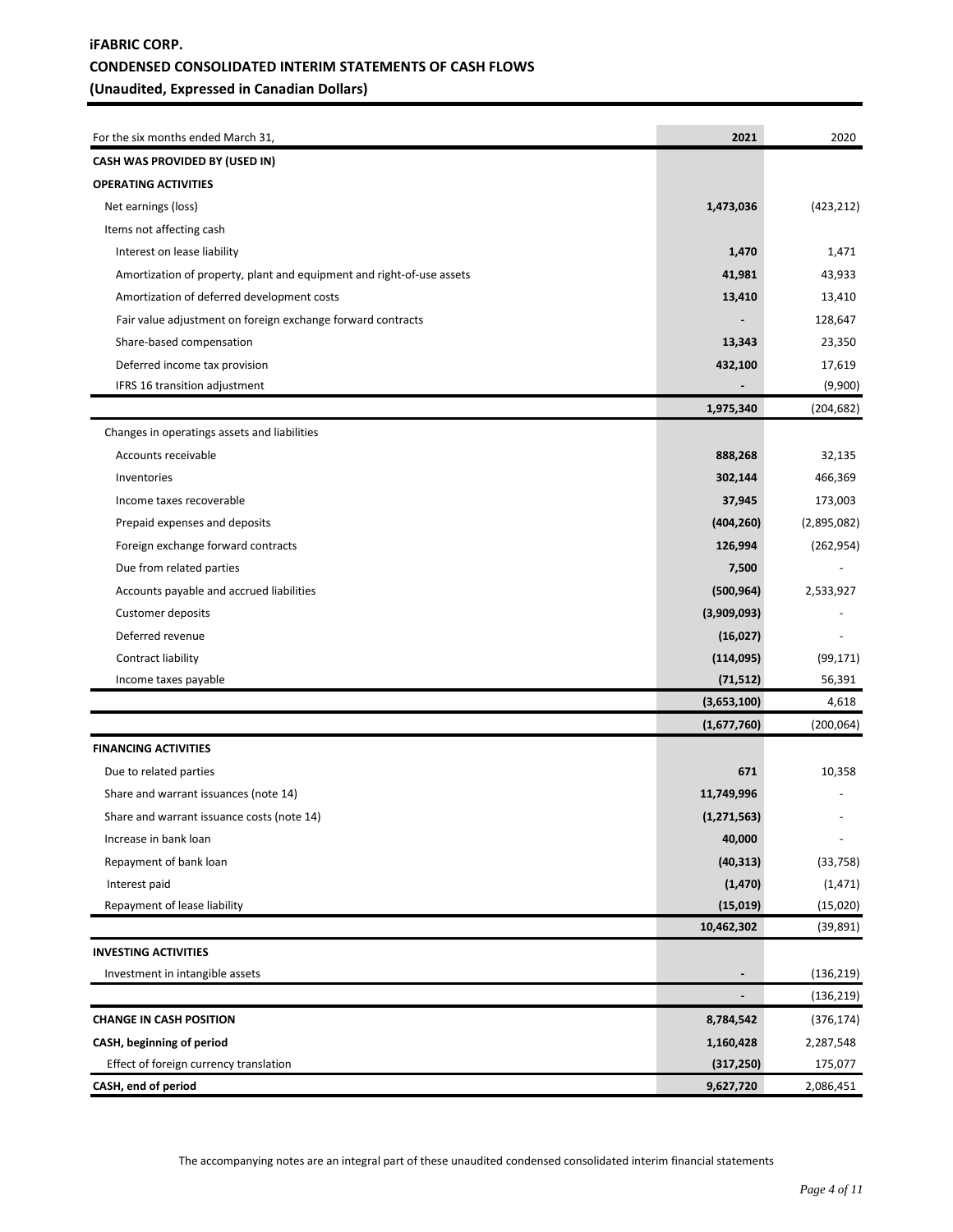# iFABRIC CORP.

## CONDENSED CONSOLIDATED INTERIM STATEMENTS OF CASH FLOWS

### (Unaudited, Expressed in Canadian Dollars)

| For the six months ended March 31, | 2021 | 2020 |
|---|---|---|
| **CASH WAS PROVIDED BY (USED IN)** | | |
| **OPERATING ACTIVITIES** | | |
| Net earnings (loss) | **1,473,036** | (423,212) |
| Items not affecting cash | | |
| Interest on lease liability | **1,470** | 1,471 |
| Amortization of property, plant and equipment and right-of-use assets | **41,981** | 43,933 |
| Amortization of deferred development costs | **13,410** | 13,410 |
| Fair value adjustment on foreign exchange forward contracts | **-** | 128,647 |
| Share-based compensation | **13,343** | 23,350 |
| Deferred income tax provision | **432,100** | 17,619 |
| IFRS 16 transition adjustment | **-** | (9,900) |
| | **1,975,340** | (204,682) |
| Changes in operatings assets and liabilities | | |
| Accounts receivable | **888,268** | 32,135 |
| Inventories | **302,144** | 466,369 |
| Income taxes recoverable | **37,945** | 173,003 |
| Prepaid expenses and deposits | **(404,260)** | (2,895,082) |
| Foreign exchange forward contracts | **126,994** | (262,954) |
| Due from related parties | **7,500** | - |
| Accounts payable and accrued liabilities | **(500,964)** | 2,533,927 |
| Customer deposits | **(3,909,093)** | - |
| Deferred revenue | **(16,027)** | - |
| Contract liability | **(114,095)** | (99,171) |
| Income taxes payable | **(71,512)** | 56,391 |
| | **(3,653,100)** | 4,618 |
| | **(1,677,760)** | (200,064) |
| **FINANCING ACTIVITIES** | | |
| Due to related parties | **671** | 10,358 |
| Share and warrant issuances (note 14) | **11,749,996** | - |
| Share and warrant issuance costs (note 14) | **(1,271,563)** | - |
| Increase in bank loan | **40,000** | - |
| Repayment of bank loan | **(40,313)** | (33,758) |
| Interest paid | **(1,470)** | (1,471) |
| Repayment of lease liability | **(15,019)** | (15,020) |
| | **10,462,302** | (39,891) |
| **INVESTING ACTIVITIES** | | |
| Investment in intangible assets | **-** | (136,219) |
| | **-** | (136,219) |
| **CHANGE IN CASH POSITION** | **8,784,542** | (376,174) |
| **CASH, beginning of period** | **1,160,428** | 2,287,548 |
| Effect of foreign currency translation | **(317,250)** | 175,077 |
| **CASH, end of period** | **9,627,720** | 2,086,451 |

The accompanying notes are an integral part of these unaudited condensed consolidated interim financial statements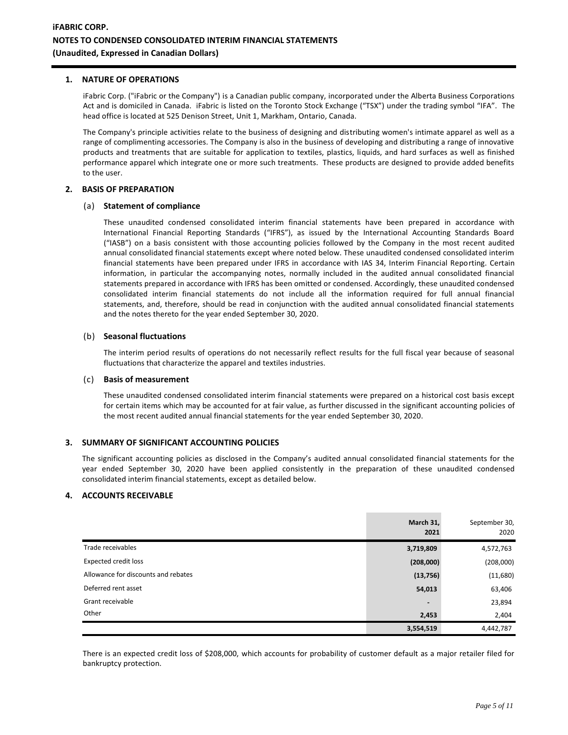# iFABRIC CORP.
## NOTES TO CONDENSED CONSOLIDATED INTERIM FINANCIAL STATEMENTS
## (Unaudited, Expressed in Canadian Dollars)

### 1. NATURE OF OPERATIONS

iFabric Corp. ("iFabric or the Company") is a Canadian public company, incorporated under the Alberta Business Corporations Act and is domiciled in Canada. iFabric is listed on the Toronto Stock Exchange ("TSX") under the trading symbol "IFA". The head office is located at 525 Denison Street, Unit 1, Markham, Ontario, Canada.

The Company's principle activities relate to the business of designing and distributing women's intimate apparel as well as a range of complimenting accessories. The Company is also in the business of developing and distributing a range of innovative products and treatments that are suitable for application to textiles, plastics, liquids, and hard surfaces as well as finished performance apparel which integrate one or more such treatments. These products are designed to provide added benefits to the user.

### 2. BASIS OF PREPARATION

#### (a) Statement of compliance

These unaudited condensed consolidated interim financial statements have been prepared in accordance with International Financial Reporting Standards ("IFRS"), as issued by the International Accounting Standards Board ("IASB") on a basis consistent with those accounting policies followed by the Company in the most recent audited annual consolidated financial statements except where noted below. These unaudited condensed consolidated interim financial statements have been prepared under IFRS in accordance with IAS 34, Interim Financial Reporting. Certain information, in particular the accompanying notes, normally included in the audited annual consolidated financial statements prepared in accordance with IFRS has been omitted or condensed. Accordingly, these unaudited condensed consolidated interim financial statements do not include all the information required for full annual financial statements, and, therefore, should be read in conjunction with the audited annual consolidated financial statements and the notes thereto for the year ended September 30, 2020.

#### (b) Seasonal fluctuations

The interim period results of operations do not necessarily reflect results for the full fiscal year because of seasonal fluctuations that characterize the apparel and textiles industries.

#### (c) Basis of measurement

These unaudited condensed consolidated interim financial statements were prepared on a historical cost basis except for certain items which may be accounted for at fair value, as further discussed in the significant accounting policies of the most recent audited annual financial statements for the year ended September 30, 2020.

### 3. SUMMARY OF SIGNIFICANT ACCOUNTING POLICIES

The significant accounting policies as disclosed in the Company's audited annual consolidated financial statements for the year ended September 30, 2020 have been applied consistently in the preparation of these unaudited condensed consolidated interim financial statements, except as detailed below.

### 4. ACCOUNTS RECEIVABLE

| | **March 31, 2021** | September 30, 2020 |
|---|---|---|
| Trade receivables | **3,719,809** | 4,572,763 |
| Expected credit loss | **(208,000)** | (208,000) |
| Allowance for discounts and rebates | **(13,756)** | (11,680) |
| Deferred rent asset | **54,013** | 63,406 |
| Grant receivable | **-** | 23,894 |
| Other | **2,453** | 2,404 |
| | **3,554,519** | 4,442,787 |

There is an expected credit loss of $208,000, which accounts for probability of customer default as a major retailer filed for bankruptcy protection.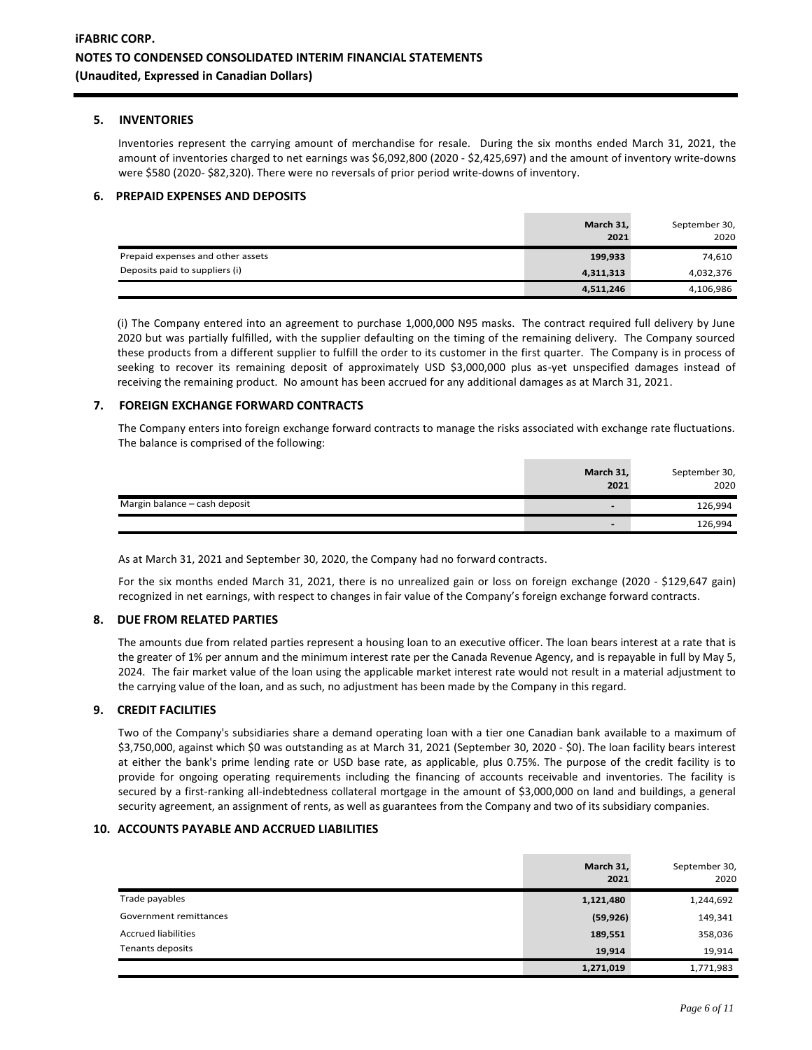# iFABRIC CORP.
## NOTES TO CONDENSED CONSOLIDATED INTERIM FINANCIAL STATEMENTS
## (Unaudited, Expressed in Canadian Dollars)

### 5. INVENTORIES

Inventories represent the carrying amount of merchandise for resale. During the six months ended March 31, 2021, the amount of inventories charged to net earnings was $6,092,800 (2020 - $2,425,697) and the amount of inventory write-downs were $580 (2020- $82,320). There were no reversals of prior period write-downs of inventory.

### 6. PREPAID EXPENSES AND DEPOSITS

| | March 31, 2021 | September 30, 2020 |
|---|---|---|
| Prepaid expenses and other assets | 199,933 | 74,610 |
| Deposits paid to suppliers (i) | 4,311,313 | 4,032,376 |
| | 4,511,246 | 4,106,986 |

(i) The Company entered into an agreement to purchase 1,000,000 N95 masks. The contract required full delivery by June 2020 but was partially fulfilled, with the supplier defaulting on the timing of the remaining delivery. The Company sourced these products from a different supplier to fulfill the order to its customer in the first quarter. The Company is in process of seeking to recover its remaining deposit of approximately USD $3,000,000 plus as-yet unspecified damages instead of receiving the remaining product. No amount has been accrued for any additional damages as at March 31, 2021.

### 7. FOREIGN EXCHANGE FORWARD CONTRACTS

The Company enters into foreign exchange forward contracts to manage the risks associated with exchange rate fluctuations. The balance is comprised of the following:

| | March 31, 2021 | September 30, 2020 |
|---|---|---|
| Margin balance – cash deposit | - | 126,994 |
| | - | 126,994 |

As at March 31, 2021 and September 30, 2020, the Company had no forward contracts.

For the six months ended March 31, 2021, there is no unrealized gain or loss on foreign exchange (2020 - $129,647 gain) recognized in net earnings, with respect to changes in fair value of the Company's foreign exchange forward contracts.

### 8. DUE FROM RELATED PARTIES

The amounts due from related parties represent a housing loan to an executive officer. The loan bears interest at a rate that is the greater of 1% per annum and the minimum interest rate per the Canada Revenue Agency, and is repayable in full by May 5, 2024. The fair market value of the loan using the applicable market interest rate would not result in a material adjustment to the carrying value of the loan, and as such, no adjustment has been made by the Company in this regard.

### 9. CREDIT FACILITIES

Two of the Company's subsidiaries share a demand operating loan with a tier one Canadian bank available to a maximum of $3,750,000, against which $0 was outstanding as at March 31, 2021 (September 30, 2020 - $0). The loan facility bears interest at either the bank's prime lending rate or USD base rate, as applicable, plus 0.75%. The purpose of the credit facility is to provide for ongoing operating requirements including the financing of accounts receivable and inventories. The facility is secured by a first-ranking all-indebtedness collateral mortgage in the amount of $3,000,000 on land and buildings, a general security agreement, an assignment of rents, as well as guarantees from the Company and two of its subsidiary companies.

### 10. ACCOUNTS PAYABLE AND ACCRUED LIABILITIES

| | March 31, 2021 | September 30, 2020 |
|---|---|---|
| Trade payables | 1,121,480 | 1,244,692 |
| Government remittances | (59,926) | 149,341 |
| Accrued liabilities | 189,551 | 358,036 |
| Tenants deposits | 19,914 | 19,914 |
| | 1,271,019 | 1,771,983 |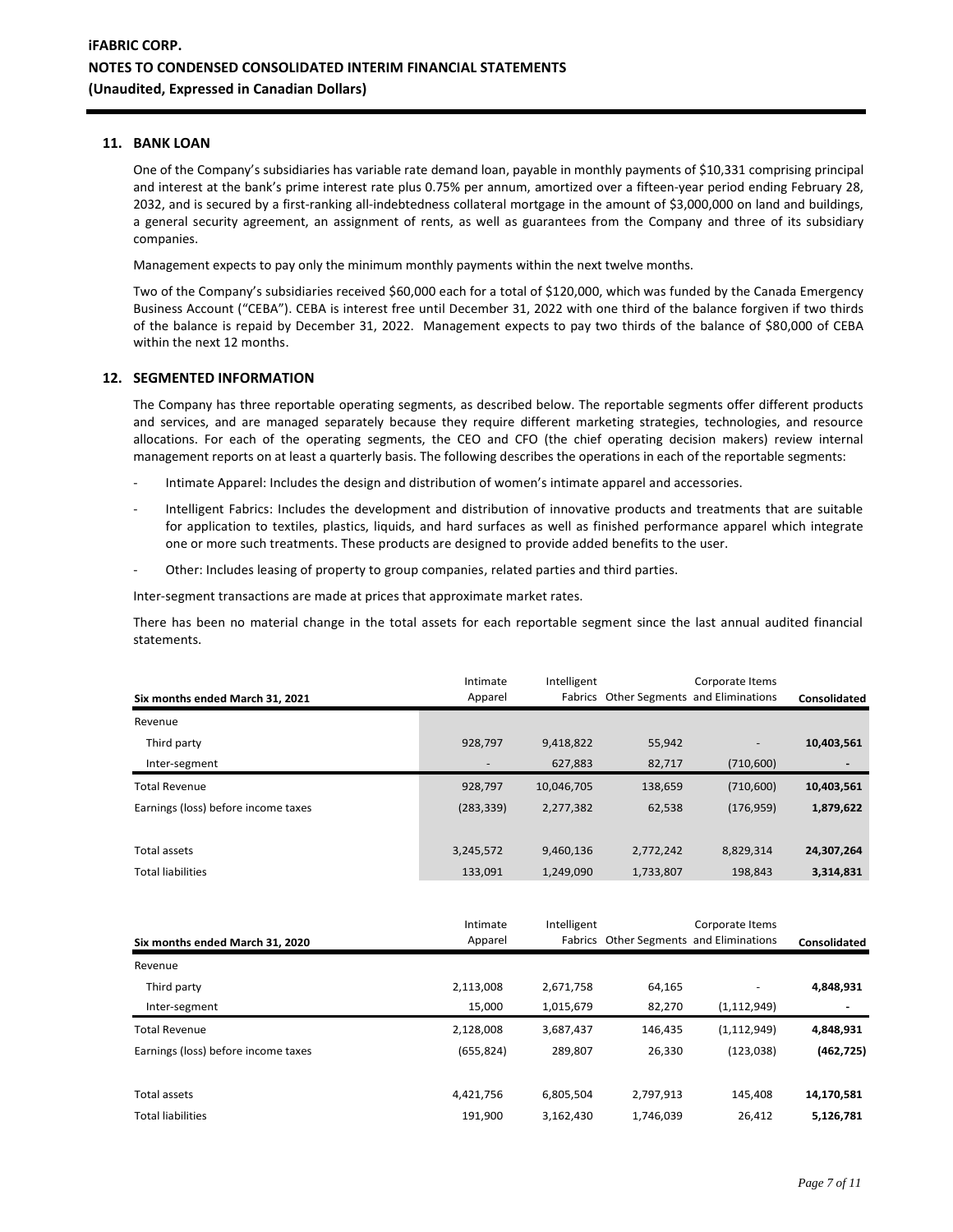## 11. BANK LOAN

One of the Company's subsidiaries has variable rate demand loan, payable in monthly payments of $10,331 comprising principal and interest at the bank's prime interest rate plus 0.75% per annum, amortized over a fifteen-year period ending February 28, 2032, and is secured by a first-ranking all-indebtedness collateral mortgage in the amount of $3,000,000 on land and buildings, a general security agreement, an assignment of rents, as well as guarantees from the Company and three of its subsidiary companies.

Management expects to pay only the minimum monthly payments within the next twelve months.

Two of the Company's subsidiaries received $60,000 each for a total of $120,000, which was funded by the Canada Emergency Business Account ("CEBA"). CEBA is interest free until December 31, 2022 with one third of the balance forgiven if two thirds of the balance is repaid by December 31, 2022. Management expects to pay two thirds of the balance of $80,000 of CEBA within the next 12 months.

## 12. SEGMENTED INFORMATION

The Company has three reportable operating segments, as described below. The reportable segments offer different products and services, and are managed separately because they require different marketing strategies, technologies, and resource allocations. For each of the operating segments, the CEO and CFO (the chief operating decision makers) review internal management reports on at least a quarterly basis. The following describes the operations in each of the reportable segments:

- Intimate Apparel: Includes the design and distribution of women's intimate apparel and accessories.
- Intelligent Fabrics: Includes the development and distribution of innovative products and treatments that are suitable for application to textiles, plastics, liquids, and hard surfaces as well as finished performance apparel which integrate one or more such treatments. These products are designed to provide added benefits to the user.
- Other: Includes leasing of property to group companies, related parties and third parties.

Inter-segment transactions are made at prices that approximate market rates.

There has been no material change in the total assets for each reportable segment since the last annual audited financial statements.

| Six months ended March 31, 2021 | Intimate Apparel | Intelligent Fabrics | Other Segments | Corporate Items and Eliminations | Consolidated |
|---|---|---|---|---|---|
| Revenue | | | | | |
| Third party | 928,797 | 9,418,822 | 55,942 | - | **10,403,561** |
| Inter-segment | - | 627,883 | 82,717 | (710,600) | **-** |
| Total Revenue | 928,797 | 10,046,705 | 138,659 | (710,600) | **10,403,561** |
| Earnings (loss) before income taxes | (283,339) | 2,277,382 | 62,538 | (176,959) | **1,879,622** |
| | | | | | |
| Total assets | 3,245,572 | 9,460,136 | 2,772,242 | 8,829,314 | **24,307,264** |
| Total liabilities | 133,091 | 1,249,090 | 1,733,807 | 198,843 | **3,314,831** |

| Six months ended March 31, 2020 | Intimate Apparel | Intelligent Fabrics | Other Segments | Corporate Items and Eliminations | Consolidated |
|---|---|---|---|---|---|
| Revenue | | | | | |
| Third party | 2,113,008 | 2,671,758 | 64,165 | - | **4,848,931** |
| Inter-segment | 15,000 | 1,015,679 | 82,270 | (1,112,949) | **-** |
| Total Revenue | 2,128,008 | 3,687,437 | 146,435 | (1,112,949) | **4,848,931** |
| Earnings (loss) before income taxes | (655,824) | 289,807 | 26,330 | (123,038) | **(462,725)** |
| | | | | | |
| Total assets | 4,421,756 | 6,805,504 | 2,797,913 | 145,408 | **14,170,581** |
| Total liabilities | 191,900 | 3,162,430 | 1,746,039 | 26,412 | **5,126,781** |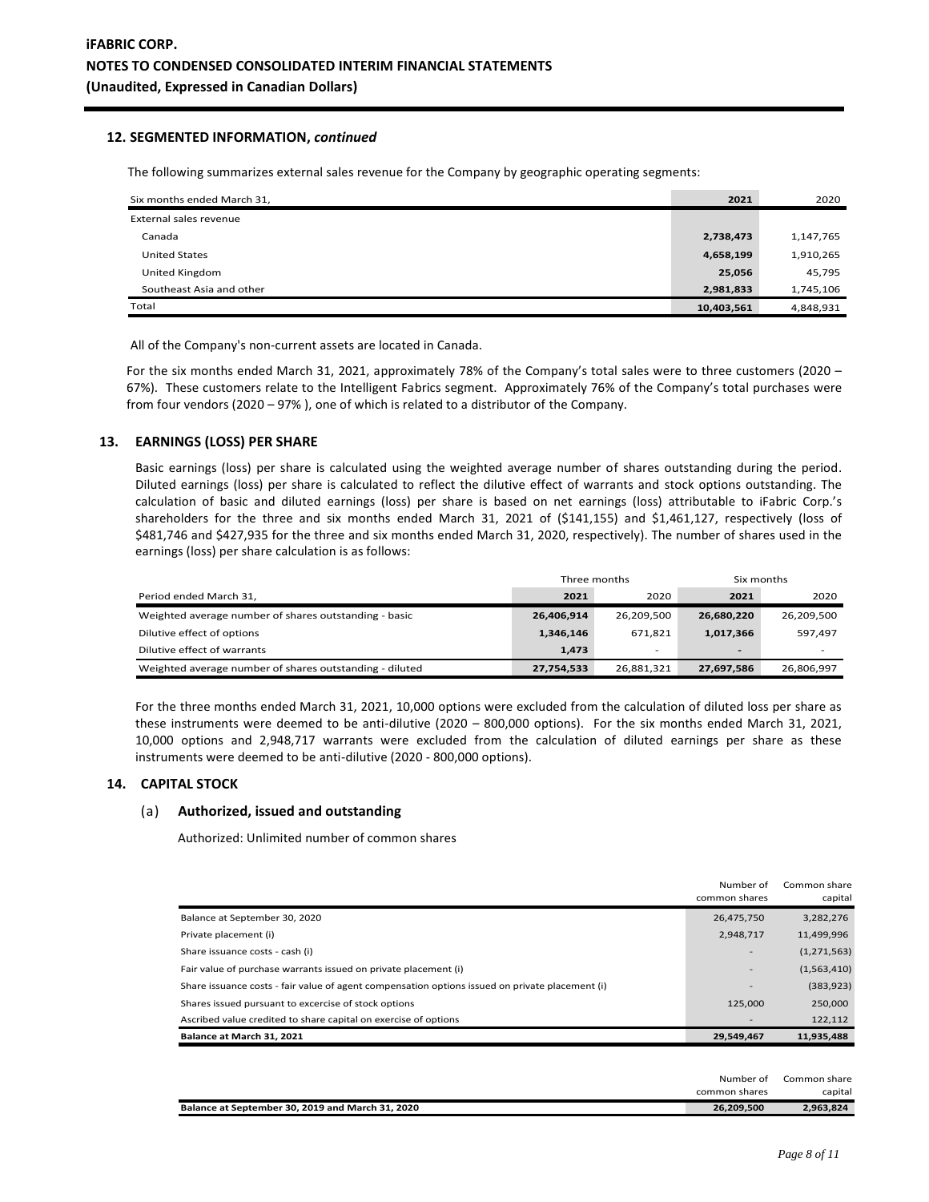## 12. SEGMENTED INFORMATION, *continued*

The following summarizes external sales revenue for the Company by geographic operating segments:

| Six months ended March 31, | 2021 | 2020 |
|---|---|---|
| External sales revenue | | |
| Canada | **2,738,473** | 1,147,765 |
| United States | **4,658,199** | 1,910,265 |
| United Kingdom | **25,056** | 45,795 |
| Southeast Asia and other | **2,981,833** | 1,745,106 |
| Total | **10,403,561** | 4,848,931 |

All of the Company's non-current assets are located in Canada.

For the six months ended March 31, 2021, approximately 78% of the Company's total sales were to three customers (2020 – 67%). These customers relate to the Intelligent Fabrics segment. Approximately 76% of the Company's total purchases were from four vendors (2020 – 97% ), one of which is related to a distributor of the Company.

## 13. EARNINGS (LOSS) PER SHARE

Basic earnings (loss) per share is calculated using the weighted average number of shares outstanding during the period. Diluted earnings (loss) per share is calculated to reflect the dilutive effect of warrants and stock options outstanding. The calculation of basic and diluted earnings (loss) per share is based on net earnings (loss) attributable to iFabric Corp.'s shareholders for the three and six months ended March 31, 2021 of ($141,155) and $1,461,127, respectively (loss of $481,746 and $427,935 for the three and six months ended March 31, 2020, respectively). The number of shares used in the earnings (loss) per share calculation is as follows:

| | Three months | | Six months | |
|---|---|---|---|---|
| Period ended March 31, | 2021 | 2020 | 2021 | 2020 |
| Weighted average number of shares outstanding - basic | **26,406,914** | 26,209,500 | **26,680,220** | 26,209,500 |
| Dilutive effect of options | **1,346,146** | 671,821 | **1,017,366** | 597,497 |
| Dilutive effect of warrants | **1,473** | - | **-** | - |
| Weighted average number of shares outstanding - diluted | **27,754,533** | 26,881,321 | **27,697,586** | 26,806,997 |

For the three months ended March 31, 2021, 10,000 options were excluded from the calculation of diluted loss per share as these instruments were deemed to be anti-dilutive (2020 – 800,000 options). For the six months ended March 31, 2021, 10,000 options and 2,948,717 warrants were excluded from the calculation of diluted earnings per share as these instruments were deemed to be anti-dilutive (2020 - 800,000 options).

## 14. CAPITAL STOCK

### (a) Authorized, issued and outstanding

Authorized: Unlimited number of common shares

| | Number of common shares | Common share capital |
|---|---|---|
| Balance at September 30, 2020 | 26,475,750 | 3,282,276 |
| Private placement (i) | 2,948,717 | 11,499,996 |
| Share issuance costs - cash (i) | - | (1,271,563) |
| Fair value of purchase warrants issued on private placement (i) | - | (1,563,410) |
| Share issuance costs - fair value of agent compensation options issued on private placement (i) | - | (383,923) |
| Shares issued pursuant to excercise of stock options | 125,000 | 250,000 |
| Ascribed value credited to share capital on exercise of options | - | 122,112 |
| **Balance at March 31, 2021** | **29,549,467** | **11,935,488** |

| | Number of common shares | Common share capital |
|---|---|---|
| **Balance at September 30, 2019 and March 31, 2020** | **26,209,500** | **2,963,824** |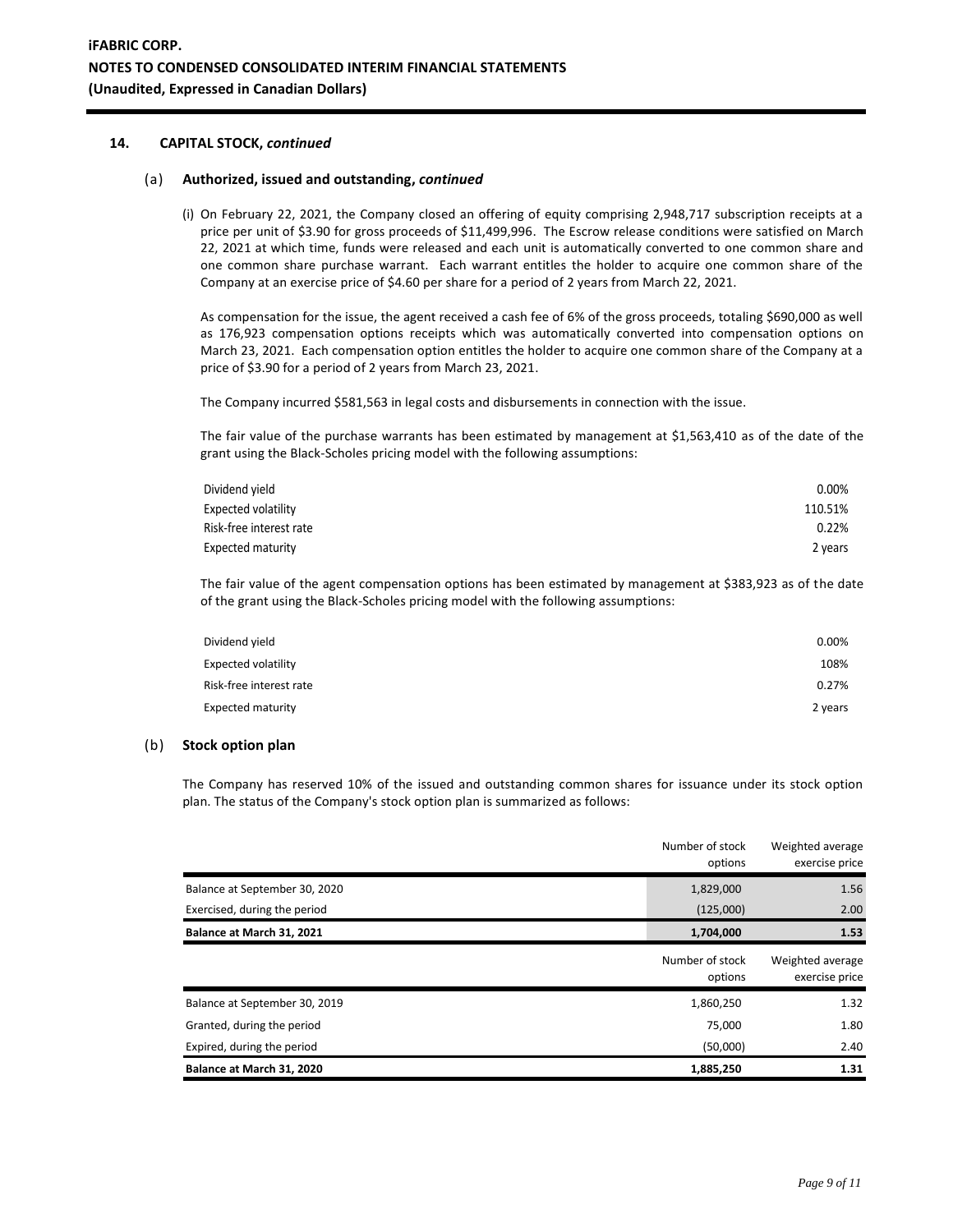## 14. CAPITAL STOCK, *continued*

### (a) Authorized, issued and outstanding, *continued*

(i) On February 22, 2021, the Company closed an offering of equity comprising 2,948,717 subscription receipts at a price per unit of $3.90 for gross proceeds of $11,499,996. The Escrow release conditions were satisfied on March 22, 2021 at which time, funds were released and each unit is automatically converted to one common share and one common share purchase warrant. Each warrant entitles the holder to acquire one common share of the Company at an exercise price of $4.60 per share for a period of 2 years from March 22, 2021.

As compensation for the issue, the agent received a cash fee of 6% of the gross proceeds, totaling $690,000 as well as 176,923 compensation options receipts which was automatically converted into compensation options on March 23, 2021. Each compensation option entitles the holder to acquire one common share of the Company at a price of $3.90 for a period of 2 years from March 23, 2021.

The Company incurred $581,563 in legal costs and disbursements in connection with the issue.

The fair value of the purchase warrants has been estimated by management at $1,563,410 as of the date of the grant using the Black-Scholes pricing model with the following assumptions:

| | |
|---|---|
| Dividend yield | 0.00% |
| Expected volatility | 110.51% |
| Risk-free interest rate | 0.22% |
| Expected maturity | 2 years |

The fair value of the agent compensation options has been estimated by management at $383,923 as of the date of the grant using the Black-Scholes pricing model with the following assumptions:

| | |
|---|---|
| Dividend yield | 0.00% |
| Expected volatility | 108% |
| Risk-free interest rate | 0.27% |
| Expected maturity | 2 years |

### (b) Stock option plan

The Company has reserved 10% of the issued and outstanding common shares for issuance under its stock option plan. The status of the Company's stock option plan is summarized as follows:

| | Number of stock options | Weighted average exercise price |
|---|---|---|
| Balance at September 30, 2020 | 1,829,000 | 1.56 |
| Exercised, during the period | (125,000) | 2.00 |
| **Balance at March 31, 2021** | **1,704,000** | **1.53** |

| | Number of stock options | Weighted average exercise price |
|---|---|---|
| Balance at September 30, 2019 | 1,860,250 | 1.32 |
| Granted, during the period | 75,000 | 1.80 |
| Expired, during the period | (50,000) | 2.40 |
| **Balance at March 31, 2020** | **1,885,250** | **1.31** |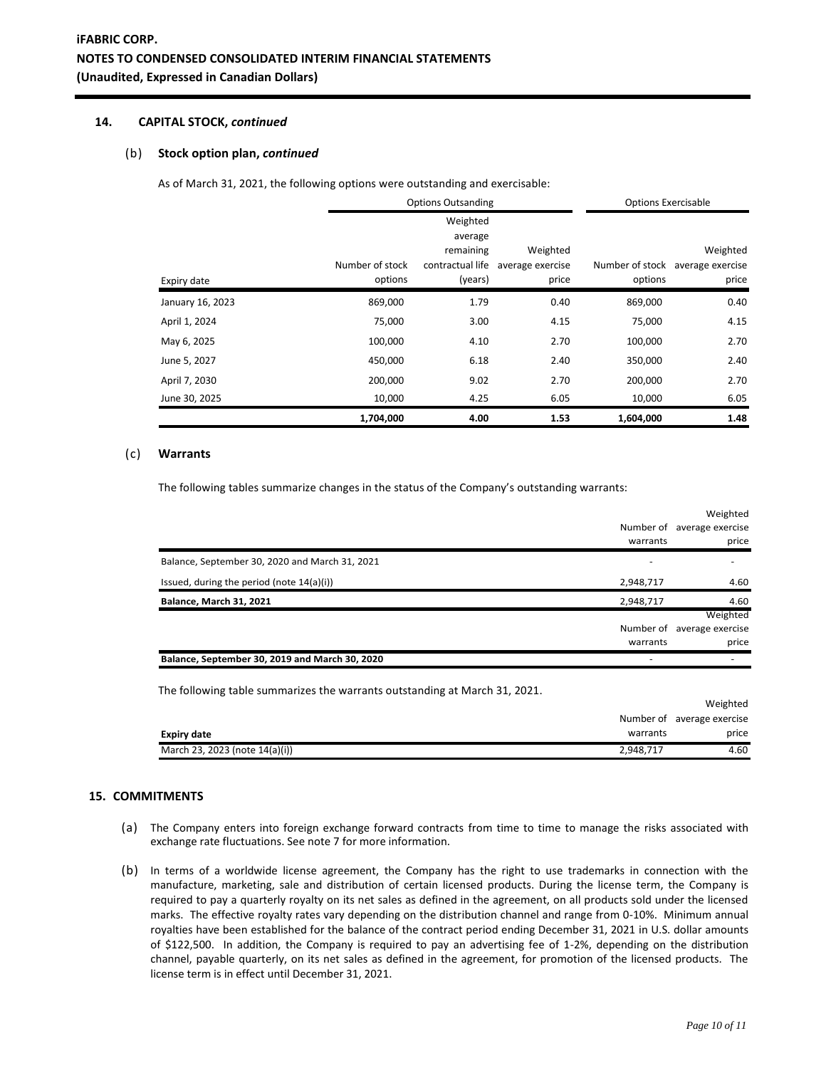## 14. CAPITAL STOCK, *continued*

### (b) Stock option plan, *continued*

As of March 31, 2021, the following options were outstanding and exercisable:

| | Options Outsanding | | | Options Exercisable | |
|---|---|---|---|---|---|
| Expiry date | Number of stock options | Weighted average remaining contractual life (years) | Weighted average exercise price | Number of stock options | Weighted average exercise price |
| January 16, 2023 | 869,000 | 1.79 | 0.40 | 869,000 | 0.40 |
| April 1, 2024 | 75,000 | 3.00 | 4.15 | 75,000 | 4.15 |
| May 6, 2025 | 100,000 | 4.10 | 2.70 | 100,000 | 2.70 |
| June 5, 2027 | 450,000 | 6.18 | 2.40 | 350,000 | 2.40 |
| April 7, 2030 | 200,000 | 9.02 | 2.70 | 200,000 | 2.70 |
| June 30, 2025 | 10,000 | 4.25 | 6.05 | 10,000 | 6.05 |
| | **1,704,000** | **4.00** | **1.53** | **1,604,000** | **1.48** |

### (c) Warrants

The following tables summarize changes in the status of the Company's outstanding warrants:

| | Number of warrants | Weighted average exercise price |
|---|---|---|
| Balance, September 30, 2020 and March 31, 2021 | - | - |
| Issued, during the period (note 14(a)(i)) | 2,948,717 | 4.60 |
| **Balance, March 31, 2021** | 2,948,717 | 4.60 |

| | Number of warrants | Weighted average exercise price |
|---|---|---|
| **Balance, September 30, 2019 and March 30, 2020** | - | - |

The following table summarizes the warrants outstanding at March 31, 2021.

| **Expiry date** | Number of warrants | Weighted average exercise price |
|---|---|---|
| March 23, 2023 (note 14(a)(i)) | 2,948,717 | 4.60 |

## 15. COMMITMENTS

(a) The Company enters into foreign exchange forward contracts from time to time to manage the risks associated with exchange rate fluctuations. See note 7 for more information.

(b) In terms of a worldwide license agreement, the Company has the right to use trademarks in connection with the manufacture, marketing, sale and distribution of certain licensed products. During the license term, the Company is required to pay a quarterly royalty on its net sales as defined in the agreement, on all products sold under the licensed marks. The effective royalty rates vary depending on the distribution channel and range from 0-10%. Minimum annual royalties have been established for the balance of the contract period ending December 31, 2021 in U.S. dollar amounts of $122,500. In addition, the Company is required to pay an advertising fee of 1-2%, depending on the distribution channel, payable quarterly, on its net sales as defined in the agreement, for promotion of the licensed products. The license term is in effect until December 31, 2021.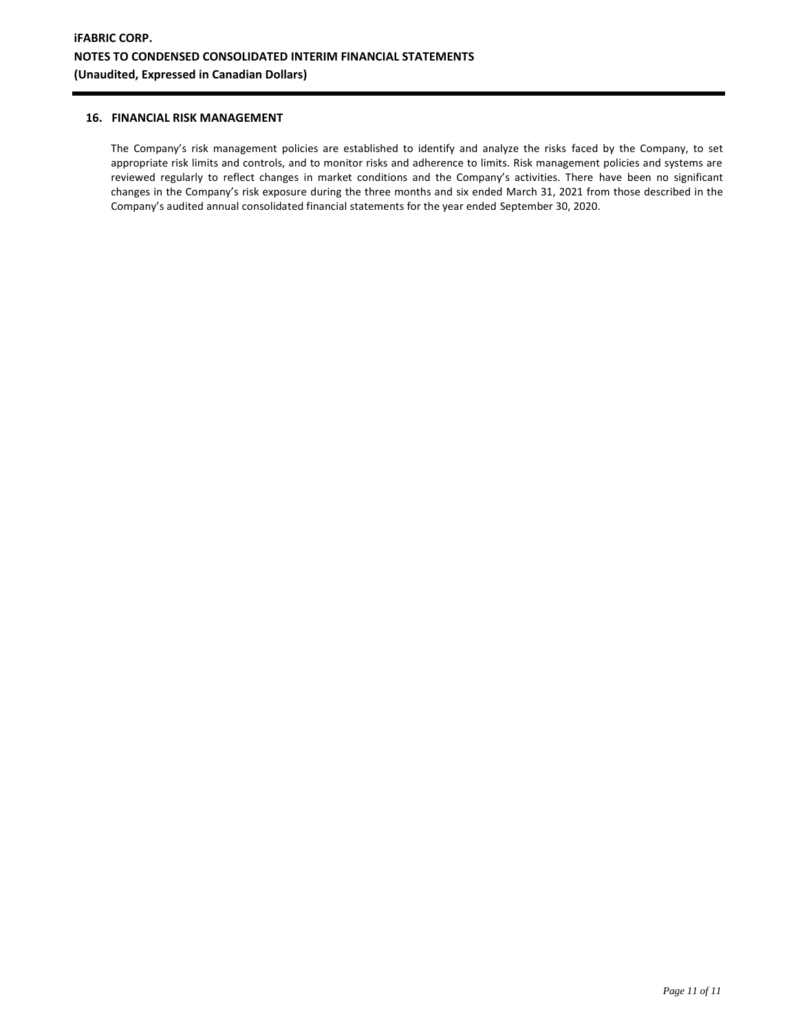## 16. FINANCIAL RISK MANAGEMENT

The Company's risk management policies are established to identify and analyze the risks faced by the Company, to set appropriate risk limits and controls, and to monitor risks and adherence to limits. Risk management policies and systems are reviewed regularly to reflect changes in market conditions and the Company's activities. There have been no significant changes in the Company's risk exposure during the three months and six ended March 31, 2021 from those described in the Company's audited annual consolidated financial statements for the year ended September 30, 2020.